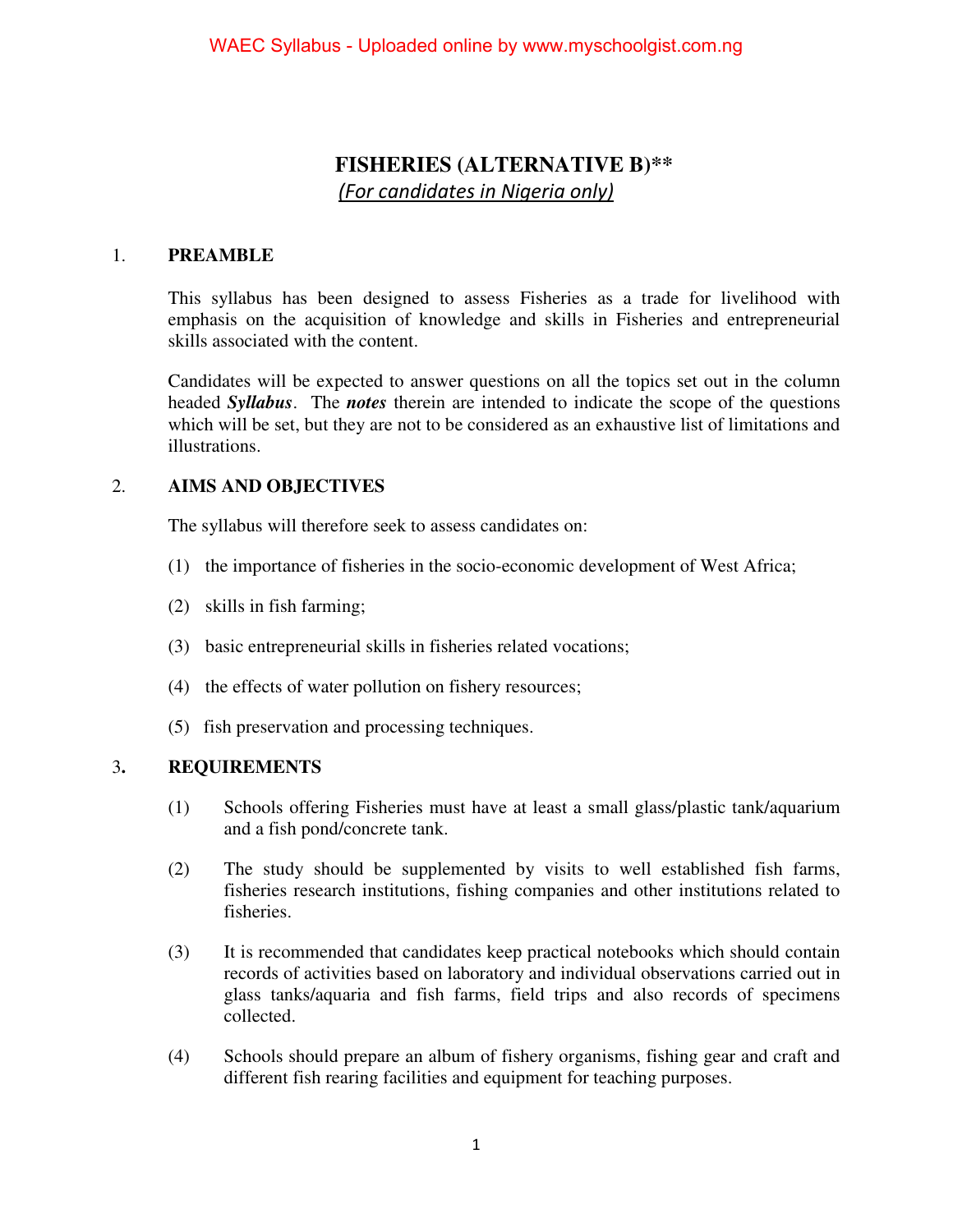# FISHERIES (ALTERNATIVE B)**

*(For candidates in Nigeria only)*

## 1. PREAMBLE

This syllabus has been designed to assess Fisheries as a trade for livelihood with emphasis on the acquisition of knowledge and skills in Fisheries and entrepreneurial skills associated with the content.

Candidates will be expected to answer questions on all the topics set out in the column headed ***Syllabus***. The ***notes*** therein are intended to indicate the scope of the questions which will be set, but they are not to be considered as an exhaustive list of limitations and illustrations.

## 2. AIMS AND OBJECTIVES

The syllabus will therefore seek to assess candidates on:

(1) the importance of fisheries in the socio-economic development of West Africa;

(2) skills in fish farming;

(3) basic entrepreneurial skills in fisheries related vocations;

(4) the effects of water pollution on fishery resources;

(5) fish preservation and processing techniques.

## 3. REQUIREMENTS

(1) Schools offering Fisheries must have at least a small glass/plastic tank/aquarium and a fish pond/concrete tank.

(2) The study should be supplemented by visits to well established fish farms, fisheries research institutions, fishing companies and other institutions related to fisheries.

(3) It is recommended that candidates keep practical notebooks which should contain records of activities based on laboratory and individual observations carried out in glass tanks/aquaria and fish farms, field trips and also records of specimens collected.

(4) Schools should prepare an album of fishery organisms, fishing gear and craft and different fish rearing facilities and equipment for teaching purposes.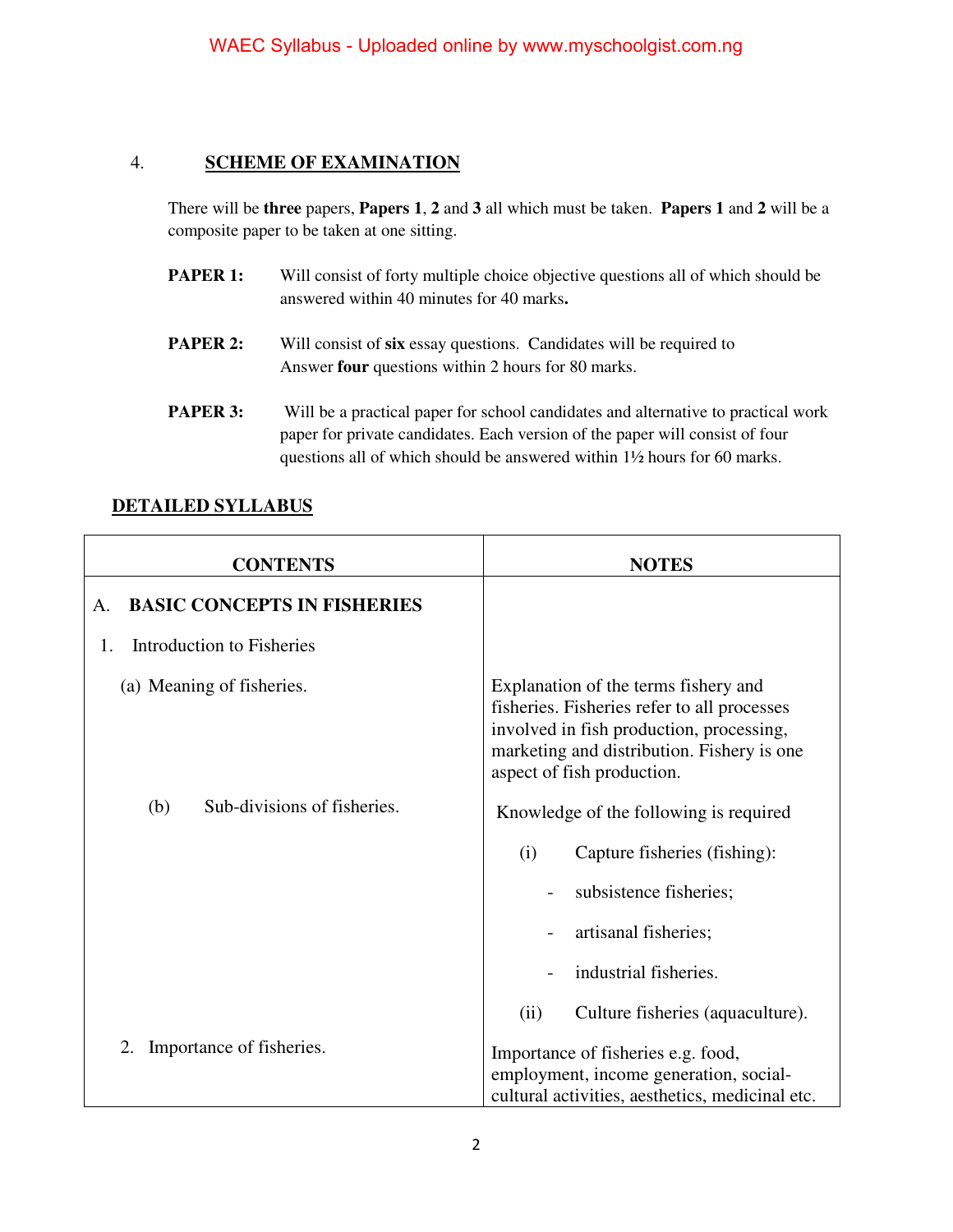## 4. SCHEME OF EXAMINATION

There will be **three** papers, **Papers 1**, **2** and **3** all which must be taken. **Papers 1** and **2** will be a composite paper to be taken at one sitting.

**PAPER 1:** Will consist of forty multiple choice objective questions all of which should be answered within 40 minutes for 40 marks**.**

**PAPER 2:** Will consist of **six** essay questions. Candidates will be required to Answer **four** questions within 2 hours for 80 marks.

**PAPER 3:** Will be a practical paper for school candidates and alternative to practical work paper for private candidates. Each version of the paper will consist of four questions all of which should be answered within 1½ hours for 60 marks.

## DETAILED SYLLABUS

| CONTENTS | NOTES |
|---|---|
| A. **BASIC CONCEPTS IN FISHERIES** | |
| 1. Introduction to Fisheries | |
| (a) Meaning of fisheries. | Explanation of the terms fishery and fisheries. Fisheries refer to all processes involved in fish production, processing, marketing and distribution. Fishery is one aspect of fish production. |
| (b) Sub-divisions of fisheries. | Knowledge of the following is required<br>(i) Capture fisheries (fishing):<br>- subsistence fisheries;<br>- artisanal fisheries;<br>- industrial fisheries.<br>(ii) Culture fisheries (aquaculture). |
| 2. Importance of fisheries. | Importance of fisheries e.g. food, employment, income generation, social-cultural activities, aesthetics, medicinal etc. |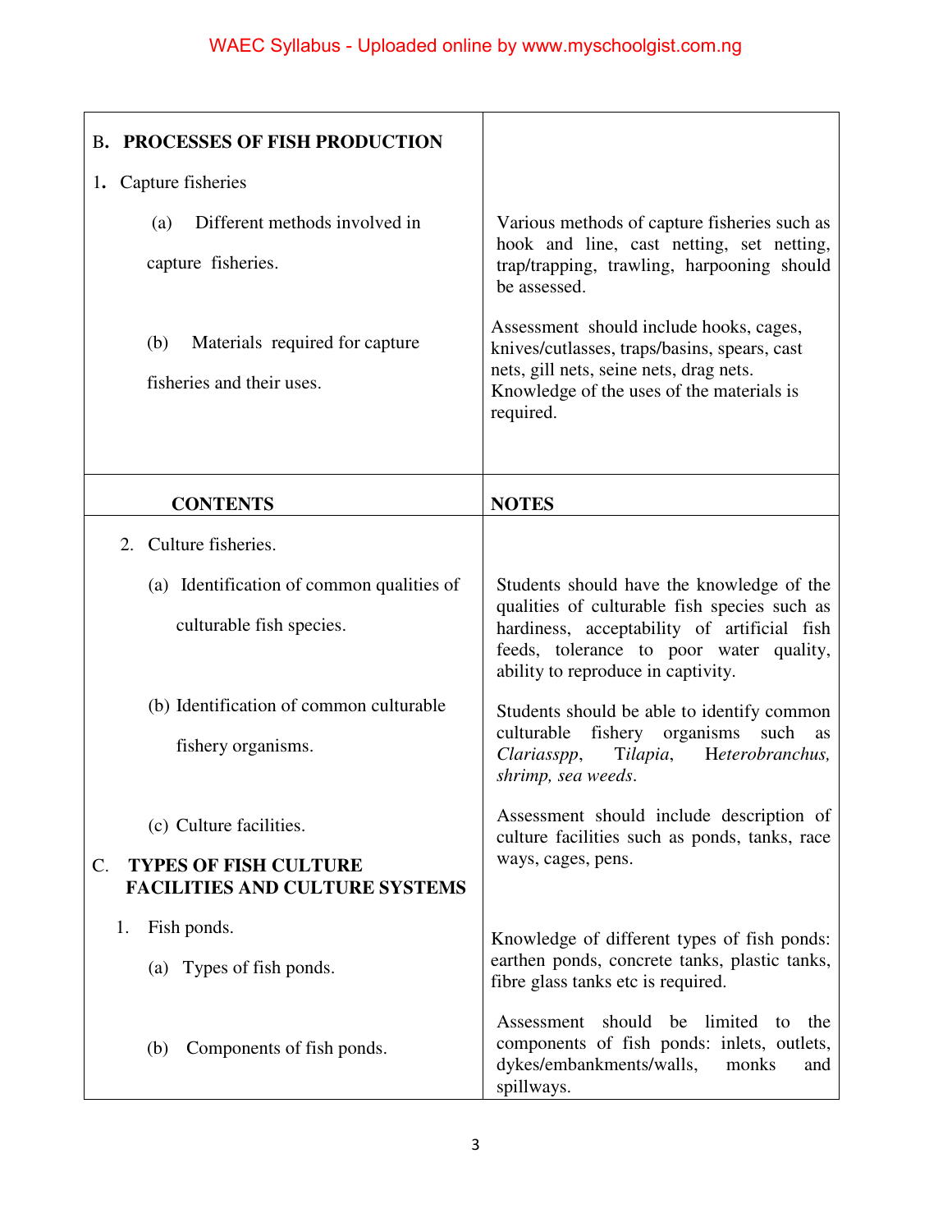| | |
|---|---|
| **B. PROCESSES OF FISH PRODUCTION** | |
| 1. Capture fisheries | |
| (a) Different methods involved in capture fisheries. | Various methods of capture fisheries such as hook and line, cast netting, set netting, trap/trapping, trawling, harpooning should be assessed. |
| (b) Materials required for capture fisheries and their uses. | Assessment should include hooks, cages, knives/cutlasses, traps/basins, spears, cast nets, gill nets, seine nets, drag nets. Knowledge of the uses of the materials is required. |

| **CONTENTS** | **NOTES** |
|---|---|
| 2. Culture fisheries. | |
| (a) Identification of common qualities of culturable fish species. | Students should have the knowledge of the qualities of culturable fish species such as hardiness, acceptability of artificial fish feeds, tolerance to poor water quality, ability to reproduce in captivity. |
| (b) Identification of common culturable fishery organisms. | Students should be able to identify common culturable fishery organisms such as *Clariasspp*, *Tilapia*, *Heterobranchus, shrimp, sea weeds*. |
| (c) Culture facilities. | Assessment should include description of culture facilities such as ponds, tanks, race ways, cages, pens. |
| **C. TYPES OF FISH CULTURE FACILITIES AND CULTURE SYSTEMS** | |
| 1. Fish ponds. | |
| (a) Types of fish ponds. | Knowledge of different types of fish ponds: earthen ponds, concrete tanks, plastic tanks, fibre glass tanks etc is required. |
| (b) Components of fish ponds. | Assessment should be limited to the components of fish ponds: inlets, outlets, dykes/embankments/walls, monks and spillways. |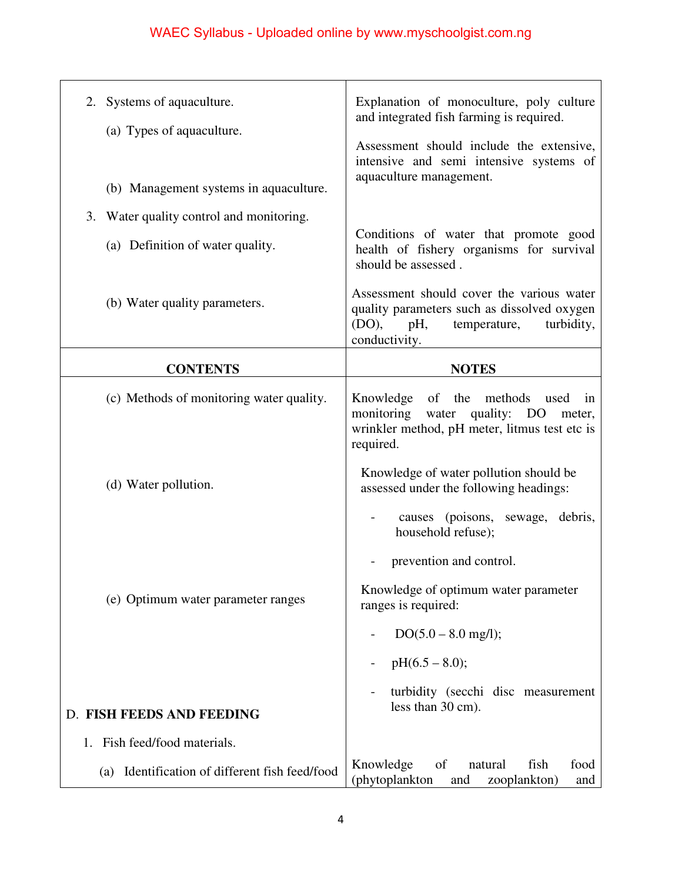| CONTENTS | NOTES |
|---|---|
| 2. Systems of aquaculture. | |
| (a) Types of aquaculture. | Explanation of monoculture, poly culture and integrated fish farming is required. |
| (b) Management systems in aquaculture. | Assessment should include the extensive, intensive and semi intensive systems of aquaculture management. |
| 3. Water quality control and monitoring. | |
| (a) Definition of water quality. | Conditions of water that promote good health of fishery organisms for survival should be assessed . |
| (b) Water quality parameters. | Assessment should cover the various water quality parameters such as dissolved oxygen (DO), pH, temperature, turbidity, conductivity. |
| (c) Methods of monitoring water quality. | Knowledge of the methods used in monitoring water quality: DO meter, wrinkler method, pH meter, litmus test etc is required. |
| (d) Water pollution. | Knowledge of water pollution should be assessed under the following headings:<br>- causes (poisons, sewage, debris, household refuse);<br>- prevention and control. |
| (e) Optimum water parameter ranges | Knowledge of optimum water parameter ranges is required:<br>- DO(5.0 – 8.0 mg/l);<br>- pH(6.5 – 8.0);<br>- turbidity (secchi disc measurement less than 30 cm). |
| D. **FISH FEEDS AND FEEDING** | |
| 1. Fish feed/food materials. | |
| (a) Identification of different fish feed/food | Knowledge of natural fish food (phytoplankton and zooplankton) and |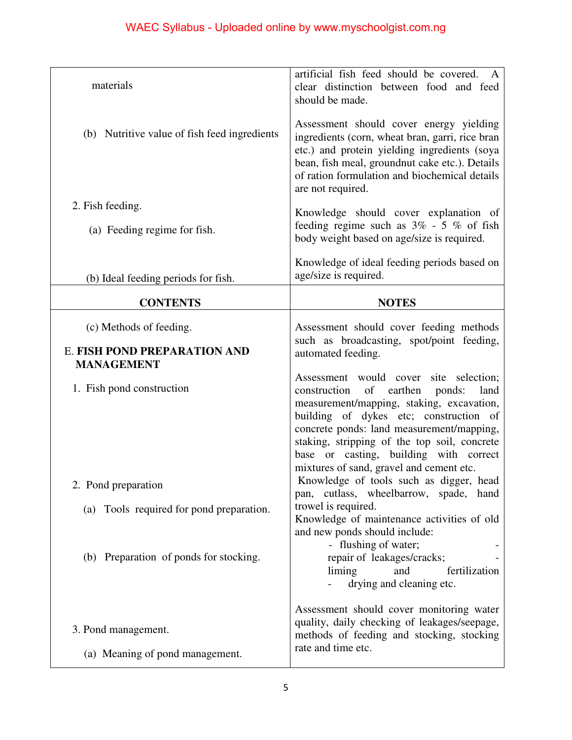| | |
|---|---|
| materials | artificial fish feed should be covered. A clear distinction between food and feed should be made. |
| (b) Nutritive value of fish feed ingredients | Assessment should cover energy yielding ingredients (corn, wheat bran, garri, rice bran etc.) and protein yielding ingredients (soya bean, fish meal, groundnut cake etc.). Details of ration formulation and biochemical details are not required. |
| 2. Fish feeding.<br>(a) Feeding regime for fish. | Knowledge should cover explanation of feeding regime such as 3% - 5 % of fish body weight based on age/size is required. |
| (b) Ideal feeding periods for fish. | Knowledge of ideal feeding periods based on age/size is required. |

| CONTENTS | NOTES |
|---|---|
| (c) Methods of feeding. | Assessment should cover feeding methods such as broadcasting, spot/point feeding, automated feeding. |
| E. **FISH POND PREPARATION AND MANAGEMENT**<br>1. Fish pond construction | Assessment would cover site selection; construction of earthen ponds: land measurement/mapping, staking, excavation, building of dykes etc; construction of concrete ponds: land measurement/mapping, staking, stripping of the top soil, concrete base or casting, building with correct mixtures of sand, gravel and cement etc. |
| 2. Pond preparation<br>(a) Tools required for pond preparation. | Knowledge of tools such as digger, head pan, cutlass, wheelbarrow, spade, hand trowel is required. |
| (b) Preparation of ponds for stocking. | Knowledge of maintenance activities of old and new ponds should include:<br>- flushing of water;<br>- repair of leakages/cracks;<br>- liming and fertilization<br>- drying and cleaning etc. |
| 3. Pond management.<br>(a) Meaning of pond management. | Assessment should cover monitoring water quality, daily checking of leakages/seepage, methods of feeding and stocking, stocking rate and time etc. |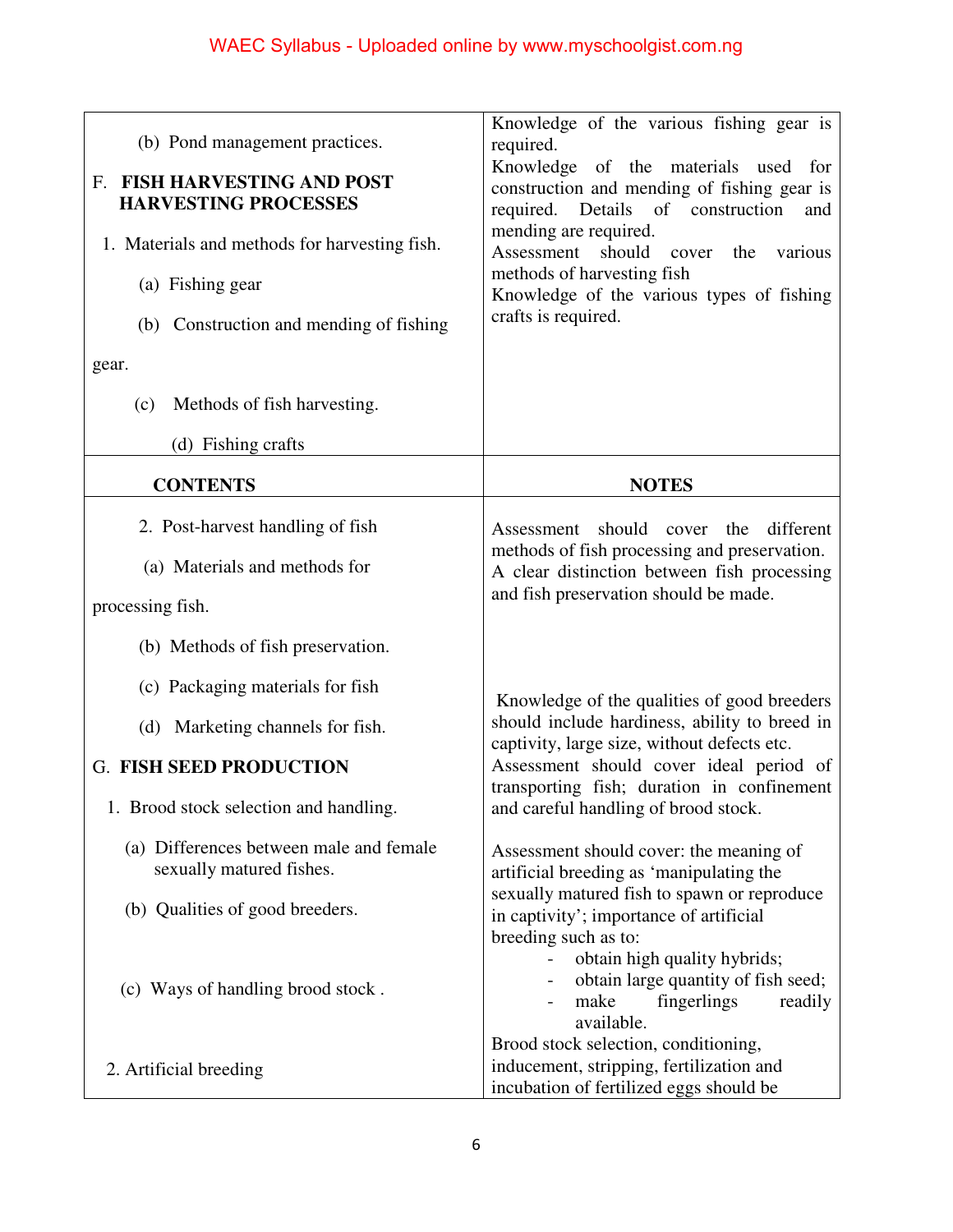| | |
|---|---|
| (b) Pond management practices.<br><br>**F. FISH HARVESTING AND POST HARVESTING PROCESSES**<br><br>1. Materials and methods for harvesting fish.<br>(a) Fishing gear<br>(b) Construction and mending of fishing gear.<br>(c) Methods of fish harvesting.<br>(d) Fishing crafts | Knowledge of the various fishing gear is required.<br>Knowledge of the materials used for construction and mending of fishing gear is required. Details of construction and mending are required.<br>Assessment should cover the various methods of harvesting fish<br>Knowledge of the various types of fishing crafts is required. |

| CONTENTS | NOTES |
|---|---|
| 2. Post-harvest handling of fish<br>(a) Materials and methods for processing fish.<br>(b) Methods of fish preservation.<br>(c) Packaging materials for fish<br>(d) Marketing channels for fish.<br><br>**G. FISH SEED PRODUCTION**<br><br>1. Brood stock selection and handling.<br>(a) Differences between male and female sexually matured fishes.<br>(b) Qualities of good breeders.<br>(c) Ways of handling brood stock .<br><br>2. Artificial breeding | Assessment should cover the different methods of fish processing and preservation. A clear distinction between fish processing and fish preservation should be made.<br><br>Knowledge of the qualities of good breeders should include hardiness, ability to breed in captivity, large size, without defects etc.<br>Assessment should cover ideal period of transporting fish; duration in confinement and careful handling of brood stock.<br><br>Assessment should cover: the meaning of artificial breeding as 'manipulating the sexually matured fish to spawn or reproduce in captivity'; importance of artificial breeding such as to:<br>- obtain high quality hybrids;<br>- obtain large quantity of fish seed;<br>- make fingerlings readily available.<br><br>Brood stock selection, conditioning, inducement, stripping, fertilization and incubation of fertilized eggs should be |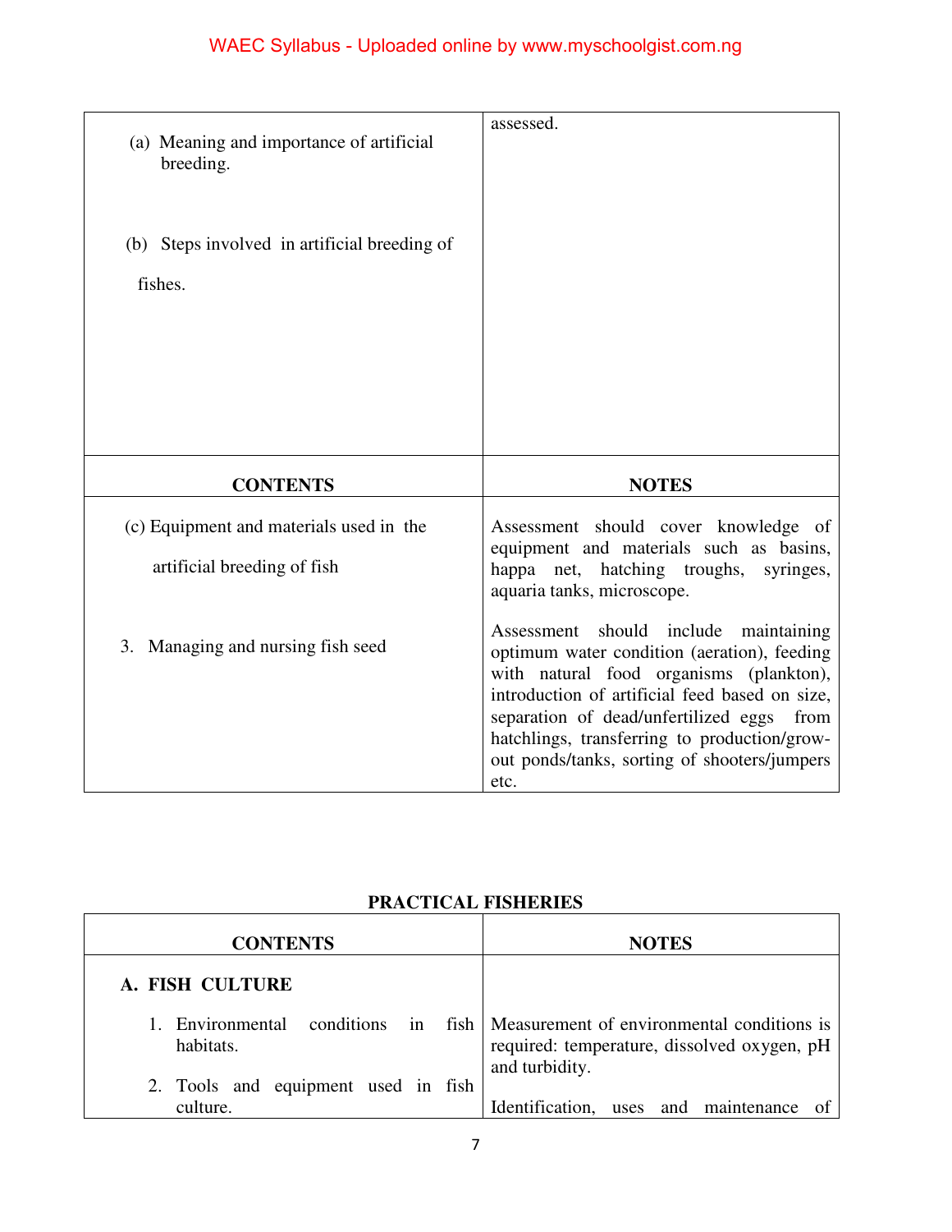| | |
|---|---|
| (a) Meaning and importance of artificial breeding.<br><br>(b) Steps involved in artificial breeding of fishes. | assessed. |

| CONTENTS | NOTES |
|---|---|
| (c) Equipment and materials used in the artificial breeding of fish | Assessment should cover knowledge of equipment and materials such as basins, happa net, hatching troughs, syringes, aquaria tanks, microscope. |
| 3. Managing and nursing fish seed | Assessment should include maintaining optimum water condition (aeration), feeding with natural food organisms (plankton), introduction of artificial feed based on size, separation of dead/unfertilized eggs from hatchlings, transferring to production/grow-out ponds/tanks, sorting of shooters/jumpers etc. |

## PRACTICAL FISHERIES

| CONTENTS | NOTES |
|---|---|
| **A. FISH CULTURE** | |
| 1. Environmental conditions in fish habitats. | Measurement of environmental conditions is required: temperature, dissolved oxygen, pH and turbidity. |
| 2. Tools and equipment used in fish culture. | Identification, uses and maintenance of |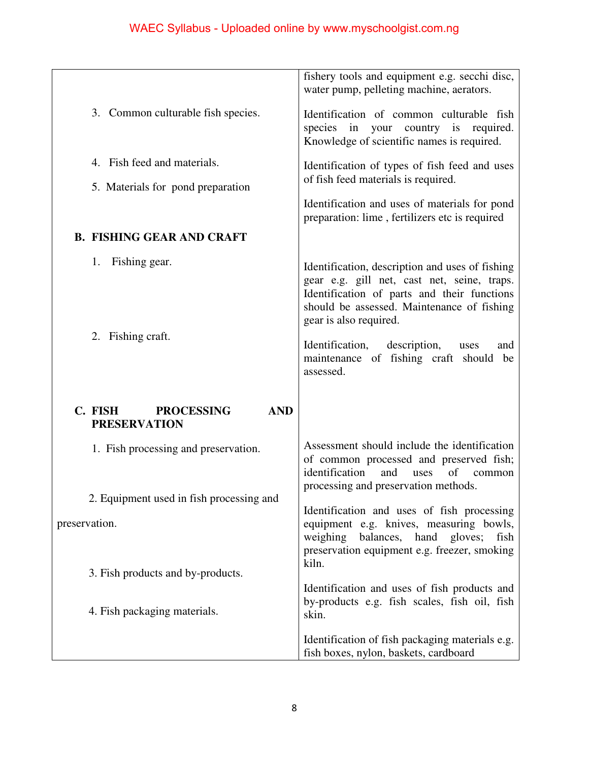| | |
|---|---|
| | fishery tools and equipment e.g. secchi disc, water pump, pelleting machine, aerators. |
| 3. Common culturable fish species. | Identification of common culturable fish species in your country is required. Knowledge of scientific names is required. |
| 4. Fish feed and materials. | Identification of types of fish feed and uses of fish feed materials is required. |
| 5. Materials for pond preparation | Identification and uses of materials for pond preparation: lime , fertilizers etc is required |
| **B. FISHING GEAR AND CRAFT** | |
| 1. Fishing gear. | Identification, description and uses of fishing gear e.g. gill net, cast net, seine, traps. Identification of parts and their functions should be assessed. Maintenance of fishing gear is also required. |
| 2. Fishing craft. | Identification, description, uses and maintenance of fishing craft should be assessed. |
| **C. FISH PROCESSING AND PRESERVATION** | |
| 1. Fish processing and preservation. | Assessment should include the identification of common processed and preserved fish; identification and uses of common processing and preservation methods. |
| 2. Equipment used in fish processing and preservation. | Identification and uses of fish processing equipment e.g. knives, measuring bowls, weighing balances, hand gloves; fish preservation equipment e.g. freezer, smoking kiln. |
| 3. Fish products and by-products. | Identification and uses of fish products and by-products e.g. fish scales, fish oil, fish skin. |
| 4. Fish packaging materials. | Identification of fish packaging materials e.g. fish boxes, nylon, baskets, cardboard |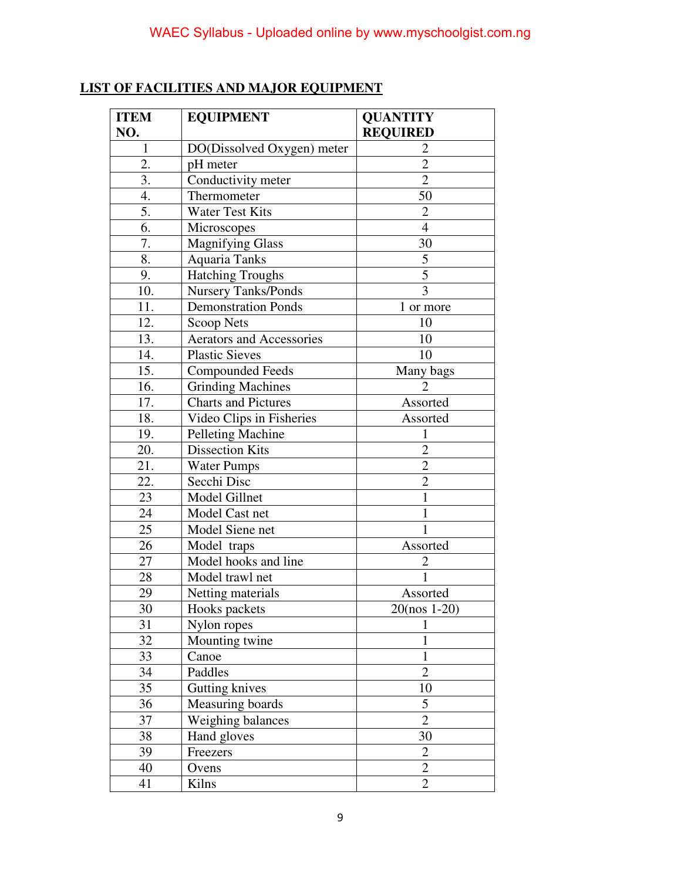## LIST OF FACILITIES AND MAJOR EQUIPMENT

| ITEM NO. | EQUIPMENT | QUANTITY REQUIRED |
|---|---|---|
| 1 | DO(Dissolved Oxygen) meter | 2 |
| 2. | pH meter | 2 |
| 3. | Conductivity meter | 2 |
| 4. | Thermometer | 50 |
| 5. | Water Test Kits | 2 |
| 6. | Microscopes | 4 |
| 7. | Magnifying Glass | 30 |
| 8. | Aquaria Tanks | 5 |
| 9. | Hatching Troughs | 5 |
| 10. | Nursery Tanks/Ponds | 3 |
| 11. | Demonstration Ponds | 1 or more |
| 12. | Scoop Nets | 10 |
| 13. | Aerators and Accessories | 10 |
| 14. | Plastic Sieves | 10 |
| 15. | Compounded Feeds | Many bags |
| 16. | Grinding Machines | 2 |
| 17. | Charts and Pictures | Assorted |
| 18. | Video Clips in Fisheries | Assorted |
| 19. | Pelleting Machine | 1 |
| 20. | Dissection Kits | 2 |
| 21. | Water Pumps | 2 |
| 22. | Secchi Disc | 2 |
| 23 | Model Gillnet | 1 |
| 24 | Model Cast net | 1 |
| 25 | Model Siene net | 1 |
| 26 | Model traps | Assorted |
| 27 | Model hooks and line | 2 |
| 28 | Model trawl net | 1 |
| 29 | Netting materials | Assorted |
| 30 | Hooks packets | 20(nos 1-20) |
| 31 | Nylon ropes | 1 |
| 32 | Mounting twine | 1 |
| 33 | Canoe | 1 |
| 34 | Paddles | 2 |
| 35 | Gutting knives | 10 |
| 36 | Measuring boards | 5 |
| 37 | Weighing balances | 2 |
| 38 | Hand gloves | 30 |
| 39 | Freezers | 2 |
| 40 | Ovens | 2 |
| 41 | Kilns | 2 |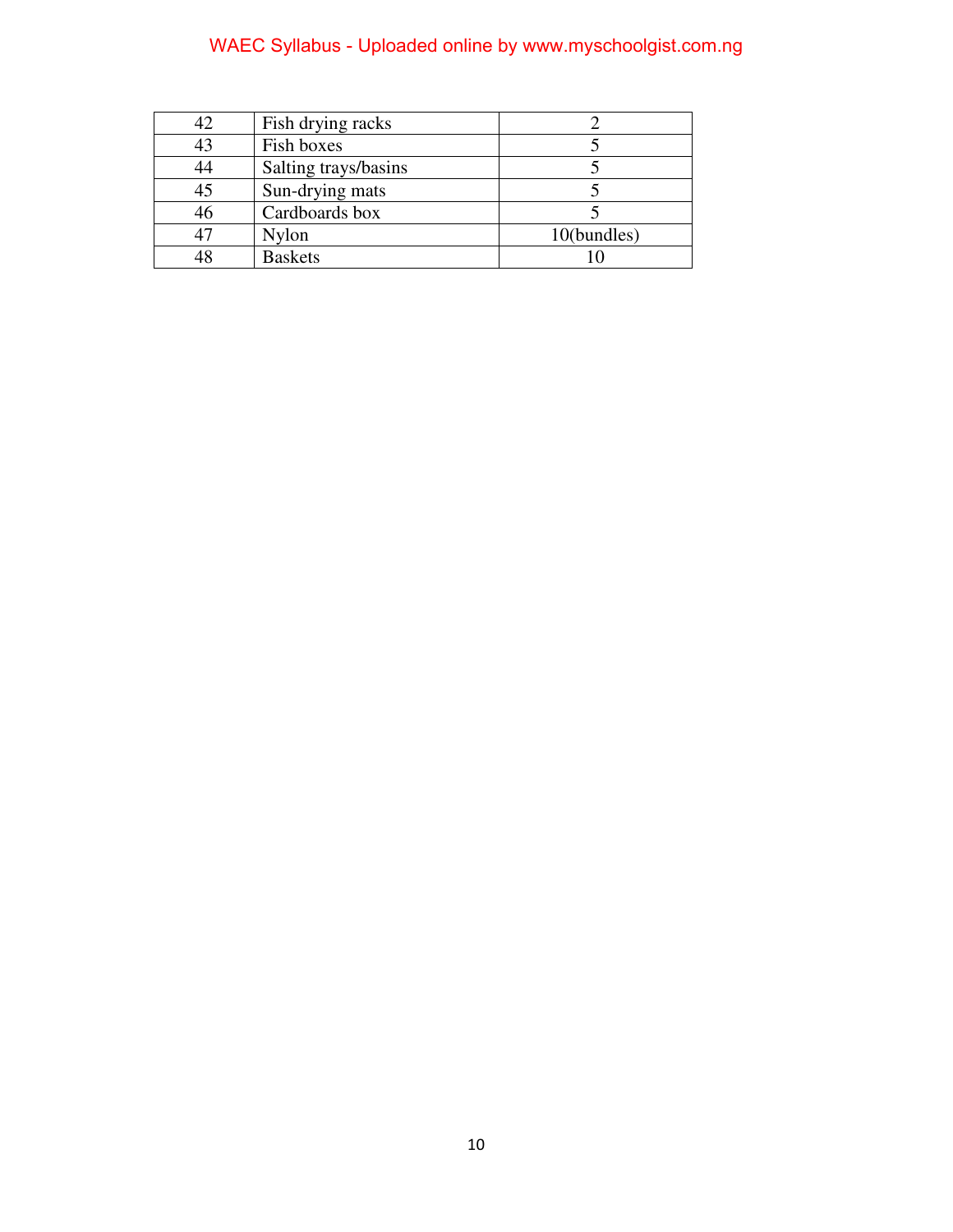| | | |
|---|---|---|
| 42 | Fish drying racks | 2 |
| 43 | Fish boxes | 5 |
| 44 | Salting trays/basins | 5 |
| 45 | Sun-drying mats | 5 |
| 46 | Cardboards box | 5 |
| 47 | Nylon | 10(bundles) |
| 48 | Baskets | 10 |